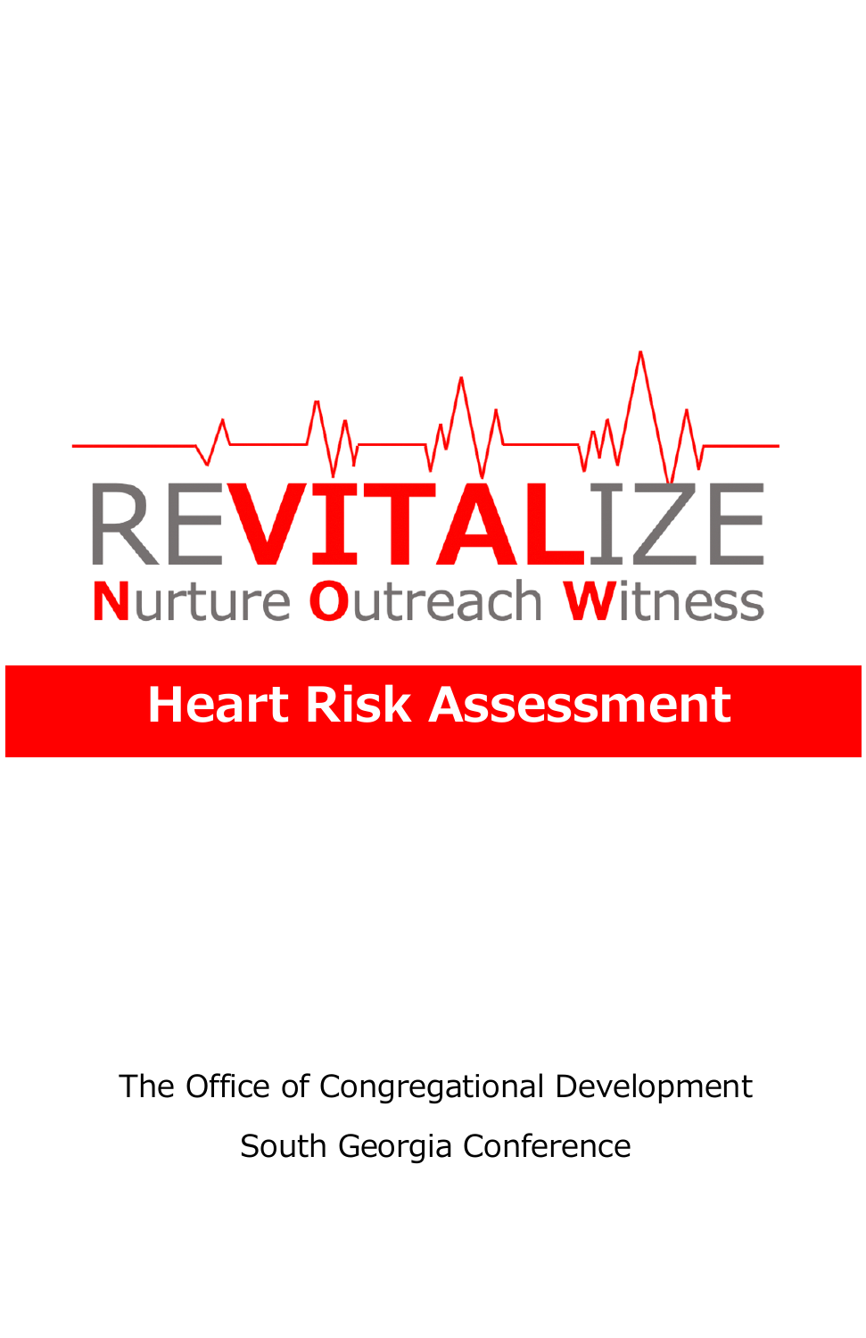# REVITALIZE

**N**urture **O**utreach **W**itness

## Heart Risk Assessment

The Office of Congregational Development

South Georgia Conference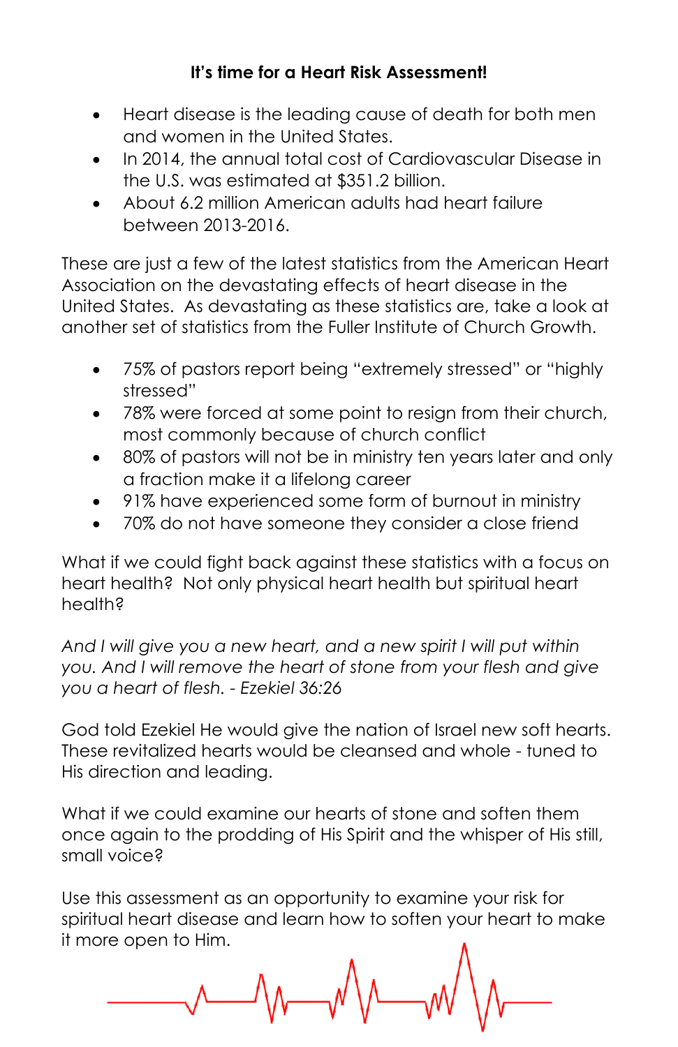**It's time for a Heart Risk Assessment!**

- Heart disease is the leading cause of death for both men and women in the United States.
- In 2014, the annual total cost of Cardiovascular Disease in the U.S. was estimated at $351.2 billion.
- About 6.2 million American adults had heart failure between 2013-2016.

These are just a few of the latest statistics from the American Heart Association on the devastating effects of heart disease in the United States. As devastating as these statistics are, take a look at another set of statistics from the Fuller Institute of Church Growth.

- 75% of pastors report being "extremely stressed" or "highly stressed"
- 78% were forced at some point to resign from their church, most commonly because of church conflict
- 80% of pastors will not be in ministry ten years later and only a fraction make it a lifelong career
- 91% have experienced some form of burnout in ministry
- 70% do not have someone they consider a close friend

What if we could fight back against these statistics with a focus on heart health? Not only physical heart health but spiritual heart health?

*And I will give you a new heart, and a new spirit I will put within you. And I will remove the heart of stone from your flesh and give you a heart of flesh. - Ezekiel 36:26*

God told Ezekiel He would give the nation of Israel new soft hearts. These revitalized hearts would be cleansed and whole - tuned to His direction and leading.

What if we could examine our hearts of stone and soften them once again to the prodding of His Spirit and the whisper of His still, small voice?

Use this assessment as an opportunity to examine your risk for spiritual heart disease and learn how to soften your heart to make it more open to Him.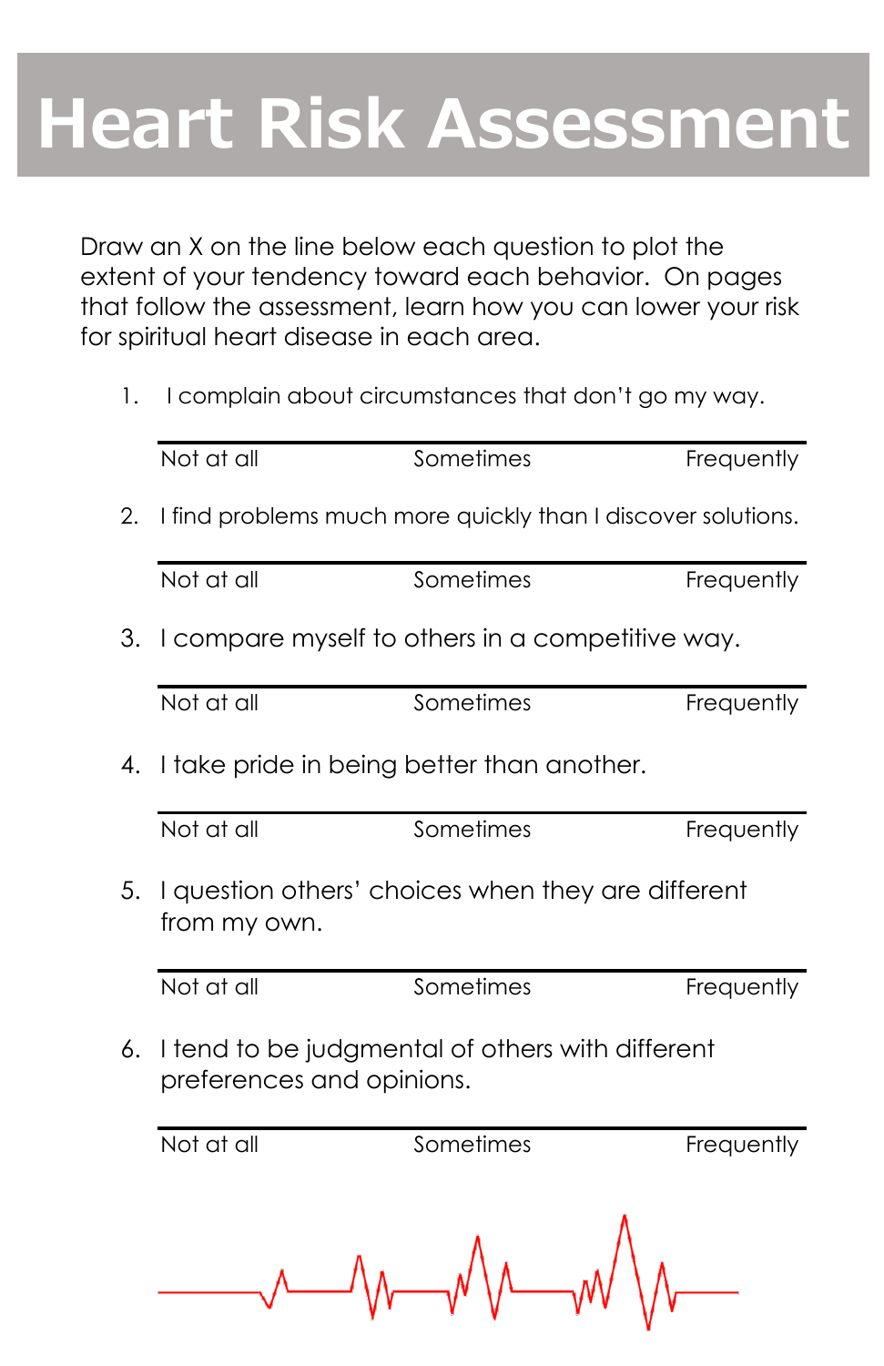# Heart Risk Assessment

Draw an X on the line below each question to plot the extent of your tendency toward each behavior. On pages that follow the assessment, learn how you can lower your risk for spiritual heart disease in each area.

1. I complain about circumstances that don't go my way.

Not at all Sometimes Frequently

2. I find problems much more quickly than I discover solutions.

Not at all Sometimes Frequently

3. I compare myself to others in a competitive way.

Not at all Sometimes Frequently

4. I take pride in being better than another.

Not at all Sometimes Frequently

5. I question others' choices when they are different from my own.

Not at all Sometimes Frequently

6. I tend to be judgmental of others with different preferences and opinions.

Not at all Sometimes Frequently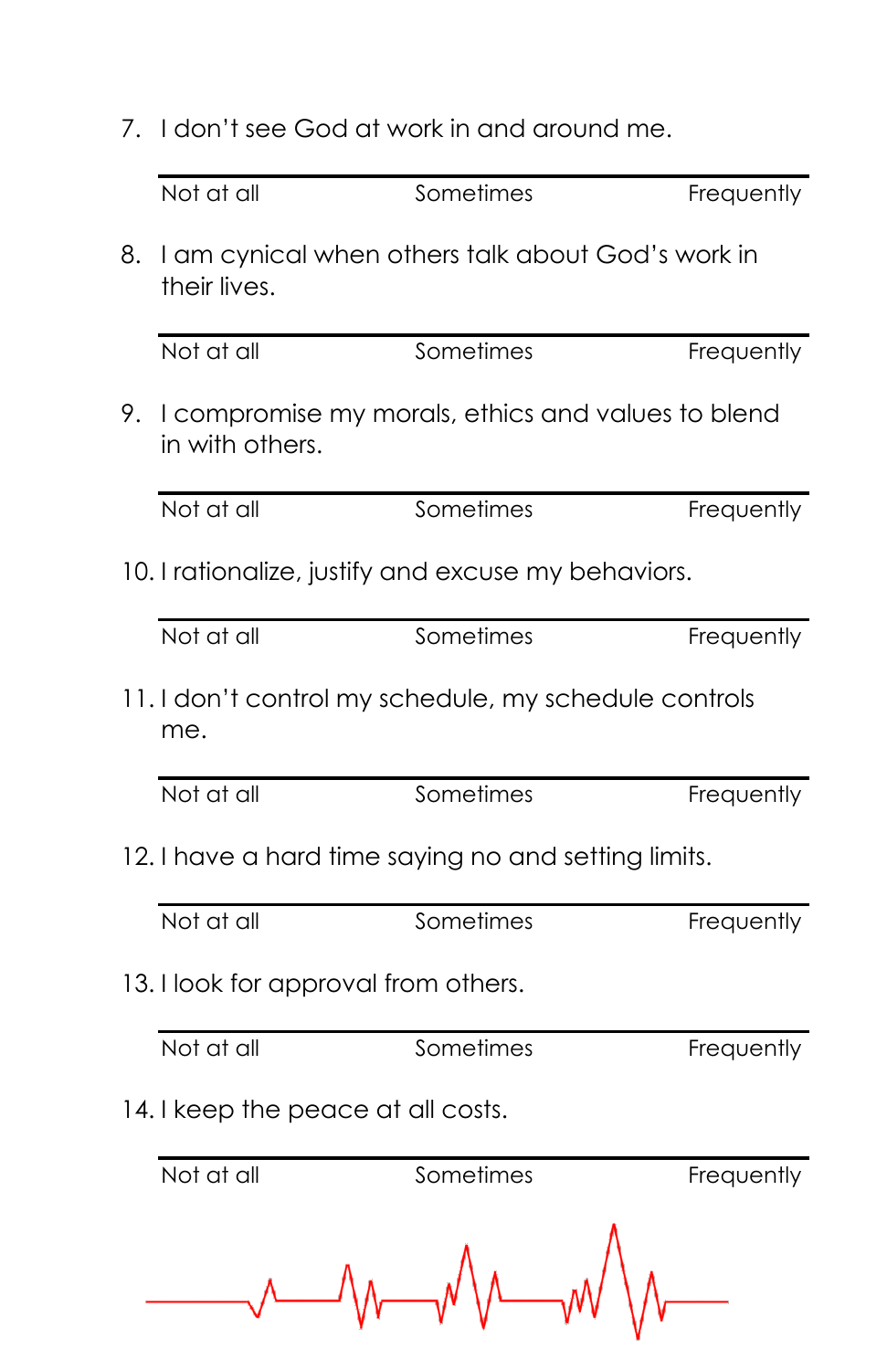7. I don't see God at work in and around me.

Not at all Sometimes Frequently

8. I am cynical when others talk about God's work in their lives.

Not at all Sometimes Frequently

9. I compromise my morals, ethics and values to blend in with others.

Not at all Sometimes Frequently

10. I rationalize, justify and excuse my behaviors.

Not at all Sometimes Frequently

11. I don't control my schedule, my schedule controls me.

Not at all Sometimes Frequently

12. I have a hard time saying no and setting limits.

Not at all Sometimes Frequently

13. I look for approval from others.

Not at all Sometimes Frequently

14. I keep the peace at all costs.

Not at all Sometimes Frequently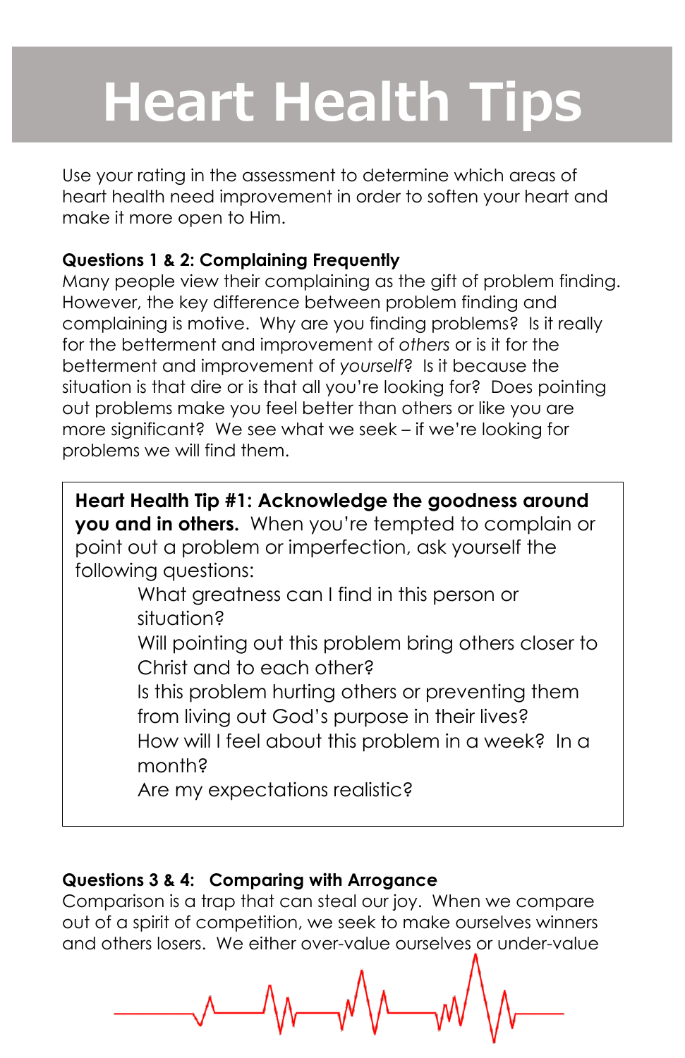# Heart Health Tips

Use your rating in the assessment to determine which areas of heart health need improvement in order to soften your heart and make it more open to Him.

**Questions 1 & 2: Complaining Frequently**

Many people view their complaining as the gift of problem finding. However, the key difference between problem finding and complaining is motive. Why are you finding problems? Is it really for the betterment and improvement of *others* or is it for the betterment and improvement of *yourself*? Is it because the situation is that dire or is that all you're looking for? Does pointing out problems make you feel better than others or like you are more significant? We see what we seek – if we're looking for problems we will find them.

**Heart Health Tip #1: Acknowledge the goodness around you and in others.** When you're tempted to complain or point out a problem or imperfection, ask yourself the following questions:

- What greatness can I find in this person or situation?
- Will pointing out this problem bring others closer to Christ and to each other?
- Is this problem hurting others or preventing them from living out God's purpose in their lives?
- How will I feel about this problem in a week? In a month?
- Are my expectations realistic?

**Questions 3 & 4: Comparing with Arrogance**

Comparison is a trap that can steal our joy. When we compare out of a spirit of competition, we seek to make ourselves winners and others losers. We either over-value ourselves or under-value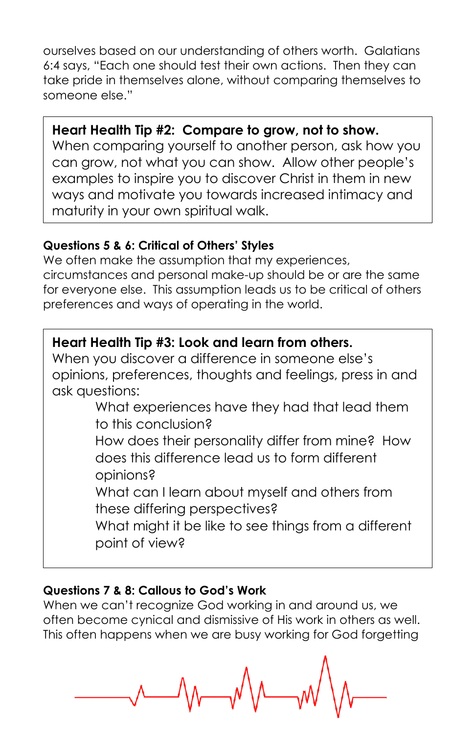ourselves based on our understanding of others worth. Galatians 6:4 says, "Each one should test their own actions. Then they can take pride in themselves alone, without comparing themselves to someone else."

> **Heart Health Tip #2: Compare to grow, not to show.**
> When comparing yourself to another person, ask how you can grow, not what you can show. Allow other people's examples to inspire you to discover Christ in them in new ways and motivate you towards increased intimacy and maturity in your own spiritual walk.

**Questions 5 & 6: Critical of Others' Styles**

We often make the assumption that my experiences, circumstances and personal make-up should be or are the same for everyone else. This assumption leads us to be critical of others preferences and ways of operating in the world.

> **Heart Health Tip #3: Look and learn from others.**
> When you discover a difference in someone else's opinions, preferences, thoughts and feelings, press in and ask questions:
>
> What experiences have they had that lead them to this conclusion?
>
> How does their personality differ from mine? How does this difference lead us to form different opinions?
>
> What can I learn about myself and others from these differing perspectives?
>
> What might it be like to see things from a different point of view?

**Questions 7 & 8: Callous to God's Work**

When we can't recognize God working in and around us, we often become cynical and dismissive of His work in others as well. This often happens when we are busy working for God forgetting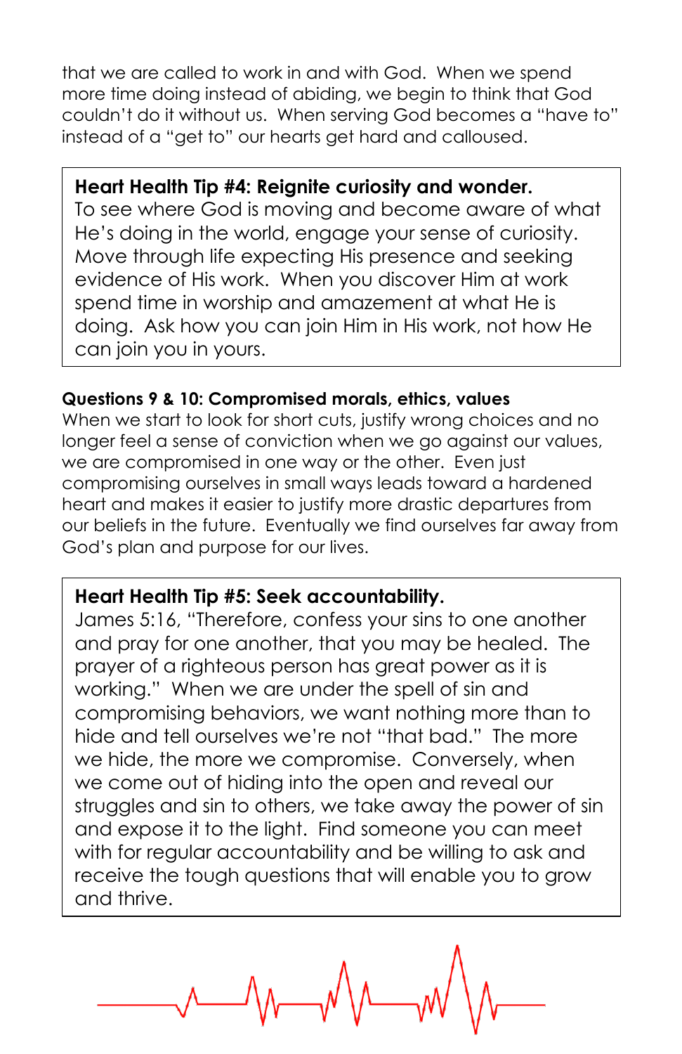that we are called to work in and with God. When we spend more time doing instead of abiding, we begin to think that God couldn't do it without us. When serving God becomes a "have to" instead of a "get to" our hearts get hard and calloused.

> **Heart Health Tip #4: Reignite curiosity and wonder.**
> To see where God is moving and become aware of what He's doing in the world, engage your sense of curiosity. Move through life expecting His presence and seeking evidence of His work. When you discover Him at work spend time in worship and amazement at what He is doing. Ask how you can join Him in His work, not how He can join you in yours.

**Questions 9 & 10: Compromised morals, ethics, values**

When we start to look for short cuts, justify wrong choices and no longer feel a sense of conviction when we go against our values, we are compromised in one way or the other. Even just compromising ourselves in small ways leads toward a hardened heart and makes it easier to justify more drastic departures from our beliefs in the future. Eventually we find ourselves far away from God's plan and purpose for our lives.

> **Heart Health Tip #5: Seek accountability.**
> James 5:16, "Therefore, confess your sins to one another and pray for one another, that you may be healed. The prayer of a righteous person has great power as it is working." When we are under the spell of sin and compromising behaviors, we want nothing more than to hide and tell ourselves we're not "that bad." The more we hide, the more we compromise. Conversely, when we come out of hiding into the open and reveal our struggles and sin to others, we take away the power of sin and expose it to the light. Find someone you can meet with for regular accountability and be willing to ask and receive the tough questions that will enable you to grow and thrive.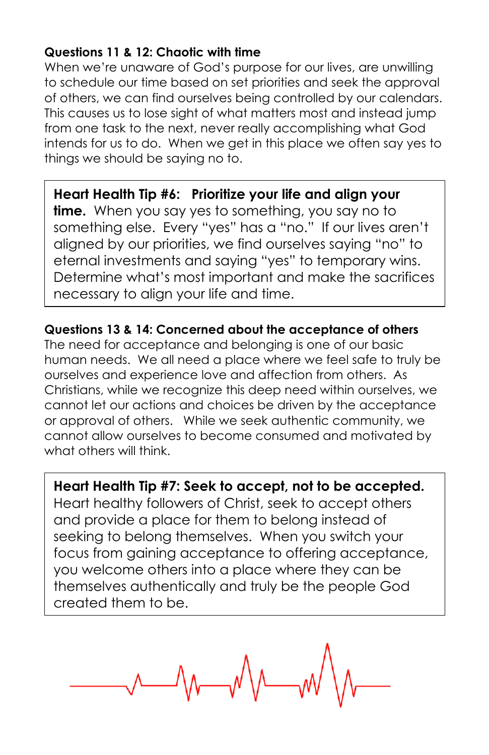**Questions 11 & 12: Chaotic with time**

When we're unaware of God's purpose for our lives, are unwilling to schedule our time based on set priorities and seek the approval of others, we can find ourselves being controlled by our calendars. This causes us to lose sight of what matters most and instead jump from one task to the next, never really accomplishing what God intends for us to do. When we get in this place we often say yes to things we should be saying no to.

> **Heart Health Tip #6: Prioritize your life and align your time.** When you say yes to something, you say no to something else. Every "yes" has a "no." If our lives aren't aligned by our priorities, we find ourselves saying "no" to eternal investments and saying "yes" to temporary wins. Determine what's most important and make the sacrifices necessary to align your life and time.

**Questions 13 & 14: Concerned about the acceptance of others**

The need for acceptance and belonging is one of our basic human needs. We all need a place where we feel safe to truly be ourselves and experience love and affection from others. As Christians, while we recognize this deep need within ourselves, we cannot let our actions and choices be driven by the acceptance or approval of others. While we seek authentic community, we cannot allow ourselves to become consumed and motivated by what others will think.

> **Heart Health Tip #7: Seek to accept, not to be accepted.** Heart healthy followers of Christ, seek to accept others and provide a place for them to belong instead of seeking to belong themselves. When you switch your focus from gaining acceptance to offering acceptance, you welcome others into a place where they can be themselves authentically and truly be the people God created them to be.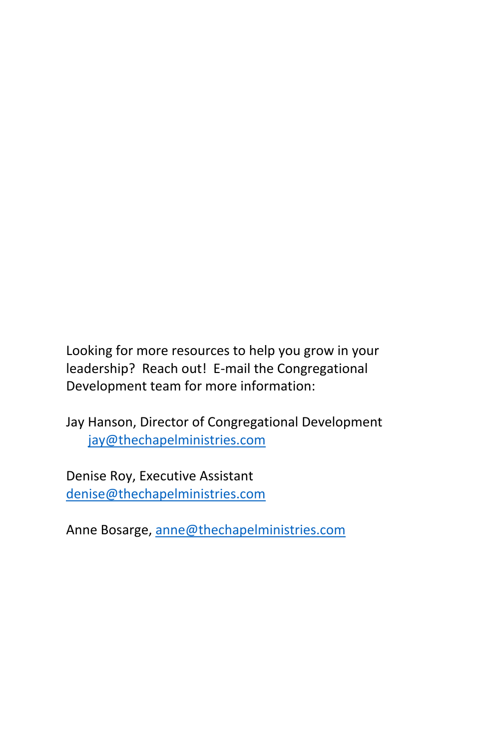Looking for more resources to help you grow in your leadership?  Reach out!  E-mail the Congregational Development team for more information:

Jay Hanson, Director of Congregational Development
jay@thechapelministries.com

Denise Roy, Executive Assistant
denise@thechapelministries.com

Anne Bosarge, anne@thechapelministries.com